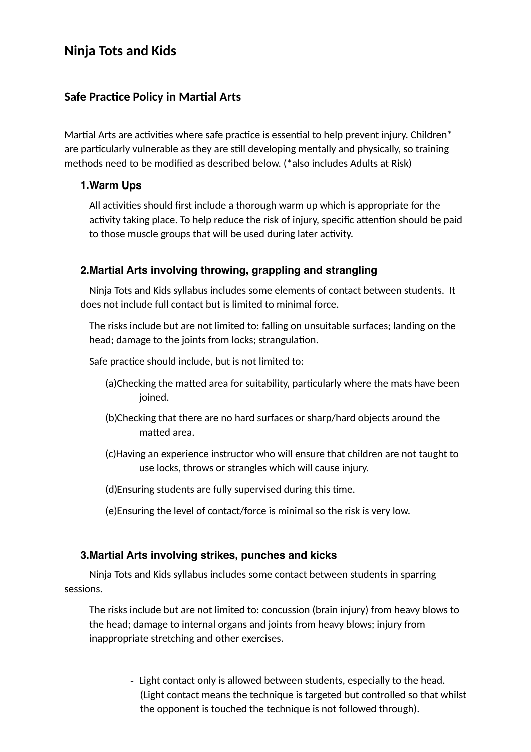# Ninja Tots and Kids

## Safe Practice Policy in Martial Arts

Martial Arts are activities where safe practice is essential to help prevent injury. Children* are particularly vulnerable as they are still developing mentally and physically, so training methods need to be modified as described below. (*also includes Adults at Risk)

### 1. Warm Ups

All activities should first include a thorough warm up which is appropriate for the activity taking place. To help reduce the risk of injury, specific attention should be paid to those muscle groups that will be used during later activity.

### 2. Martial Arts involving throwing, grappling and strangling

Ninja Tots and Kids syllabus includes some elements of contact between students. It does not include full contact but is limited to minimal force.

The risks include but are not limited to: falling on unsuitable surfaces; landing on the head; damage to the joints from locks; strangulation.

Safe practice should include, but is not limited to:

(a) Checking the matted area for suitability, particularly where the mats have been joined.

(b) Checking that there are no hard surfaces or sharp/hard objects around the matted area.

(c) Having an experience instructor who will ensure that children are not taught to use locks, throws or strangles which will cause injury.

(d) Ensuring students are fully supervised during this time.

(e) Ensuring the level of contact/force is minimal so the risk is very low.

### 3. Martial Arts involving strikes, punches and kicks

Ninja Tots and Kids syllabus includes some contact between students in sparring sessions.

The risks include but are not limited to: concussion (brain injury) from heavy blows to the head; damage to internal organs and joints from heavy blows; injury from inappropriate stretching and other exercises.

- Light contact only is allowed between students, especially to the head. (Light contact means the technique is targeted but controlled so that whilst the opponent is touched the technique is not followed through).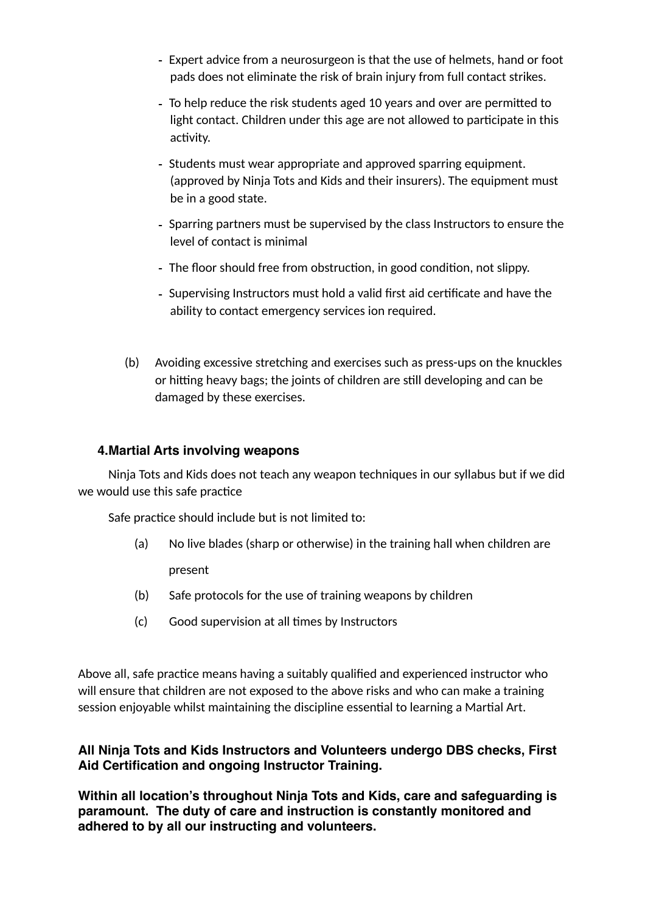- Expert advice from a neurosurgeon is that the use of helmets, hand or foot pads does not eliminate the risk of brain injury from full contact strikes.
- To help reduce the risk students aged 10 years and over are permitted to light contact. Children under this age are not allowed to participate in this activity.
- Students must wear appropriate and approved sparring equipment. (approved by Ninja Tots and Kids and their insurers). The equipment must be in a good state.
- Sparring partners must be supervised by the class Instructors to ensure the level of contact is minimal
- The floor should free from obstruction, in good condition, not slippy.
- Supervising Instructors must hold a valid first aid certificate and have the ability to contact emergency services ion required.

(b) Avoiding excessive stretching and exercises such as press-ups on the knuckles or hitting heavy bags; the joints of children are still developing and can be damaged by these exercises.

**4.Martial Arts involving weapons**

Ninja Tots and Kids does not teach any weapon techniques in our syllabus but if we did we would use this safe practice

Safe practice should include but is not limited to:

(a) No live blades (sharp or otherwise) in the training hall when children are present

(b) Safe protocols for the use of training weapons by children

(c) Good supervision at all times by Instructors

Above all, safe practice means having a suitably qualified and experienced instructor who will ensure that children are not exposed to the above risks and who can make a training session enjoyable whilst maintaining the discipline essential to learning a Martial Art.

**All Ninja Tots and Kids Instructors and Volunteers undergo DBS checks, First Aid Certification and ongoing Instructor Training.**

**Within all location's throughout Ninja Tots and Kids, care and safeguarding is paramount. The duty of care and instruction is constantly monitored and adhered to by all our instructing and volunteers.**